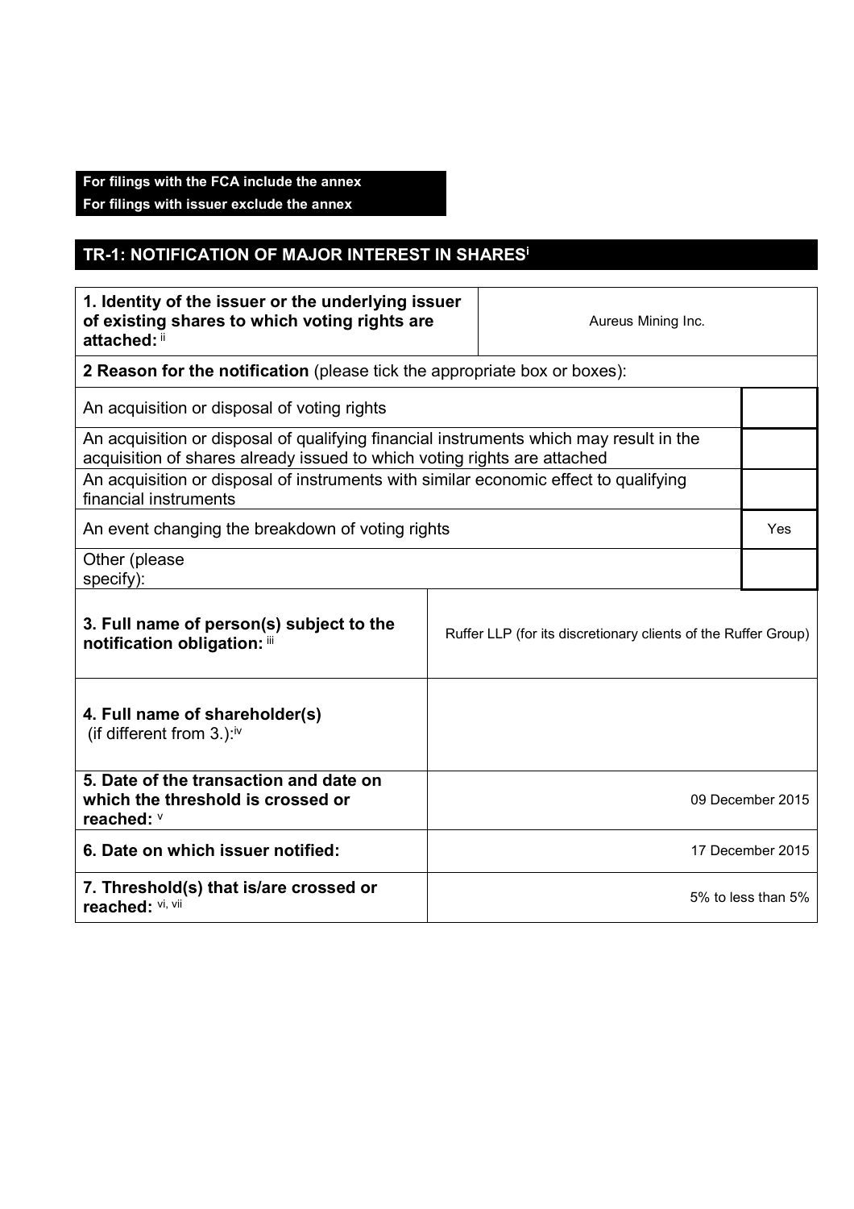**For filings with the FCA include the annex**
**For filings with issuer exclude the annex**

## TR-1: NOTIFICATION OF MAJOR INTEREST IN SHARES[i]

| **1. Identity of the issuer or the underlying issuer of existing shares to which voting rights are attached:** [ii] | Aureus Mining Inc. |
|---|---|
| **2 Reason for the notification** (please tick the appropriate box or boxes): | |
| An acquisition or disposal of voting rights | |
| An acquisition or disposal of qualifying financial instruments which may result in the acquisition of shares already issued to which voting rights are attached | |
| An acquisition or disposal of instruments with similar economic effect to qualifying financial instruments | |
| An event changing the breakdown of voting rights | Yes |
| Other (please specify): | |
| **3. Full name of person(s) subject to the notification obligation:** [iii] | Ruffer LLP (for its discretionary clients of the Ruffer Group) |
| **4. Full name of shareholder(s)** (if different from 3.):[iv] | |
| **5. Date of the transaction and date on which the threshold is crossed or reached:** [v] | 09 December 2015 |
| **6. Date on which issuer notified:** | 17 December 2015 |
| **7. Threshold(s) that is/are crossed or reached:** [vi, vii] | 5% to less than 5% |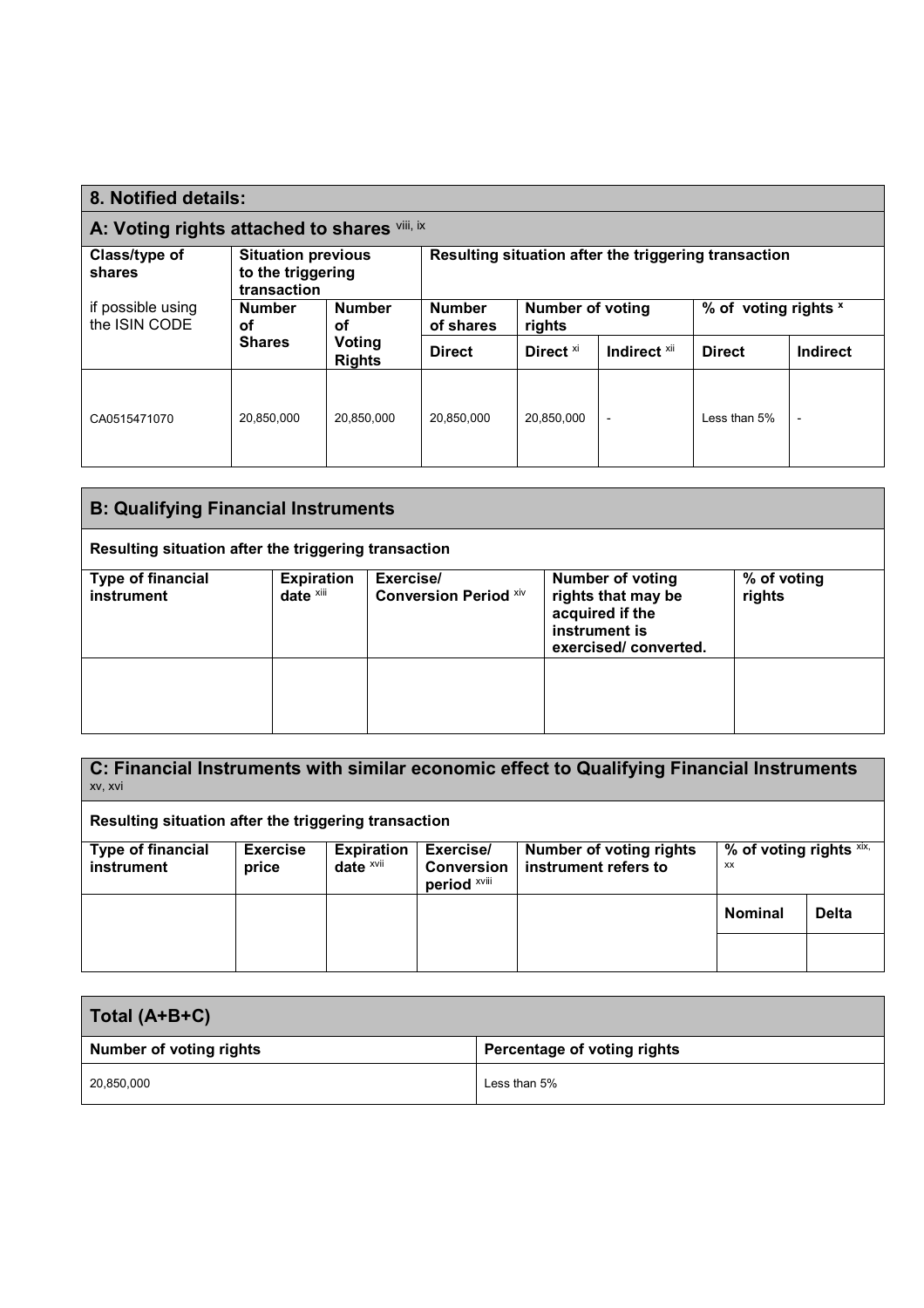## 8. Notified details:

### A: Voting rights attached to shares [viii, ix]

| Class/type of shares if possible using the ISIN CODE | Situation previous to the triggering transaction | | Resulting situation after the triggering transaction | | | | |
|---|---|---|---|---|---|---|---|
| | Number of Shares | Number of Voting Rights | Number of shares | Number of voting rights | | % of voting rights [x] | |
| | | | Direct | Direct [xi] | Indirect [xii] | Direct | Indirect |
| CA0515471070 | 20,850,000 | 20,850,000 | 20,850,000 | 20,850,000 | - | Less than 5% | - |

### B: Qualifying Financial Instruments

**Resulting situation after the triggering transaction**

| Type of financial instrument | Expiration date [xiii] | Exercise/ Conversion Period [xiv] | Number of voting rights that may be acquired if the instrument is exercised/ converted. | % of voting rights |
|---|---|---|---|---|
| | | | | |

### C: Financial Instruments with similar economic effect to Qualifying Financial Instruments [xv, xvi]

**Resulting situation after the triggering transaction**

| Type of financial instrument | Exercise price | Expiration date [xvii] | Exercise/ Conversion period [xviii] | Number of voting rights instrument refers to | % of voting rights [xix, xx] | |
|---|---|---|---|---|---|---|
| | | | | | Nominal | Delta |
| | | | | | | |

### Total (A+B+C)

| Number of voting rights | Percentage of voting rights |
|---|---|
| 20,850,000 | Less than 5% |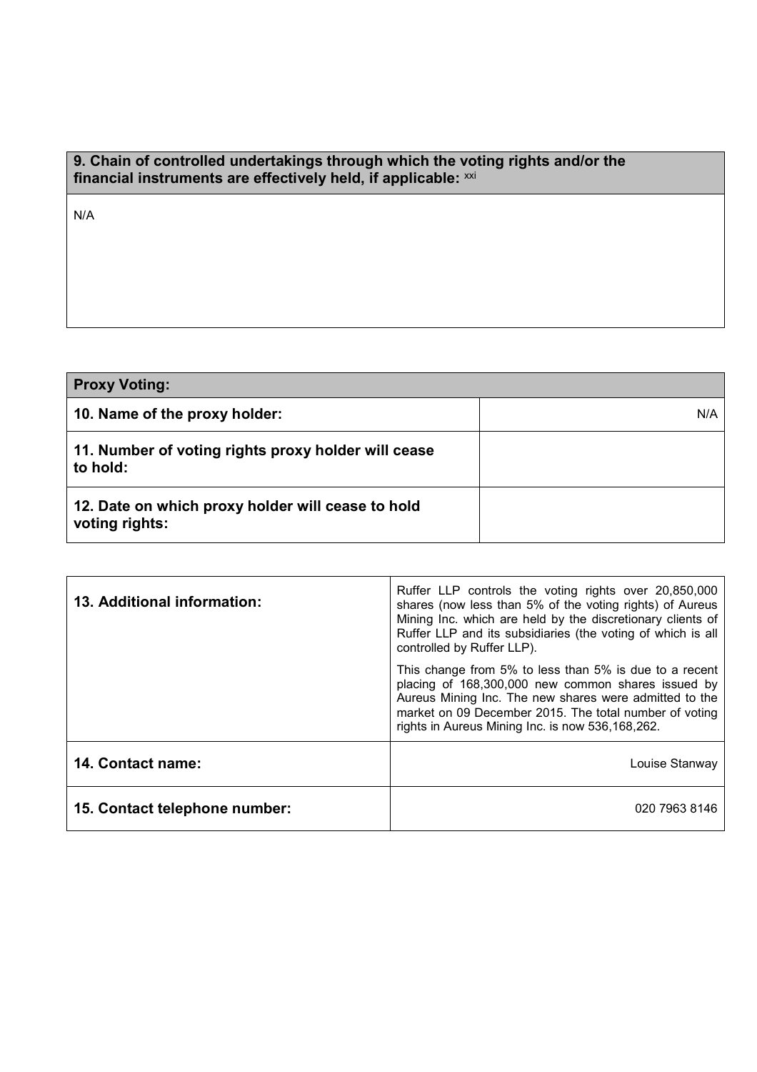| 9. Chain of controlled undertakings through which the voting rights and/or the financial instruments are effectively held, if applicable: [xxi] |
| --- |
| N/A |

| Proxy Voting: | |
| --- | --- |
| 10. Name of the proxy holder: | N/A |
| 11. Number of voting rights proxy holder will cease to hold: | |
| 12. Date on which proxy holder will cease to hold voting rights: | |

| | |
| --- | --- |
| 13. Additional information: | Ruffer LLP controls the voting rights over 20,850,000 shares (now less than 5% of the voting rights) of Aureus Mining Inc. which are held by the discretionary clients of Ruffer LLP and its subsidiaries (the voting of which is all controlled by Ruffer LLP).<br><br>This change from 5% to less than 5% is due to a recent placing of 168,300,000 new common shares issued by Aureus Mining Inc. The new shares were admitted to the market on 09 December 2015. The total number of voting rights in Aureus Mining Inc. is now 536,168,262. |
| 14. Contact name: | Louise Stanway |
| 15. Contact telephone number: | 020 7963 8146 |